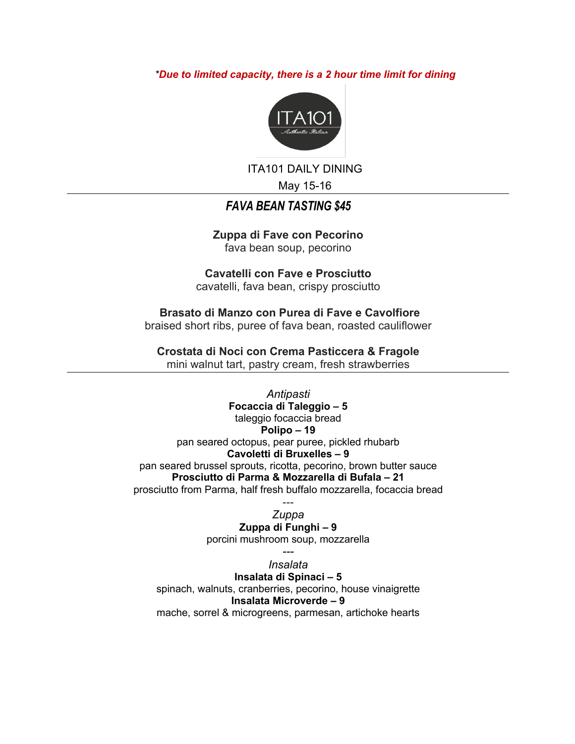*\*Due to limited capacity, there is a 2 hour time limit for dining*

ITA101 DAILY DINING

May 15-16

---

## *FAVA BEAN TASTING $45*

**Zuppa di Fave con Pecorino**
fava bean soup, pecorino

**Cavatelli con Fave e Prosciutto**
cavatelli, fava bean, crispy prosciutto

**Brasato di Manzo con Purea di Fave e Cavolfiore**
braised short ribs, puree of fava bean, roasted cauliflower

**Crostata di Noci con Crema Pasticcera & Fragole**
mini walnut tart, pastry cream, fresh strawberries

---

*Antipasti*

**Focaccia di Taleggio – 5**
taleggio focaccia bread

**Polipo – 19**
pan seared octopus, pear puree, pickled rhubarb

**Cavoletti di Bruxelles – 9**
pan seared brussel sprouts, ricotta, pecorino, brown butter sauce

**Prosciutto di Parma & Mozzarella di Bufala – 21**
prosciutto from Parma, half fresh buffalo mozzarella, focaccia bread

---

*Zuppa*

**Zuppa di Funghi – 9**
porcini mushroom soup, mozzarella

---

*Insalata*

**Insalata di Spinaci – 5**
spinach, walnuts, cranberries, pecorino, house vinaigrette

**Insalata Microverde – 9**
mache, sorrel & microgreens, parmesan, artichoke hearts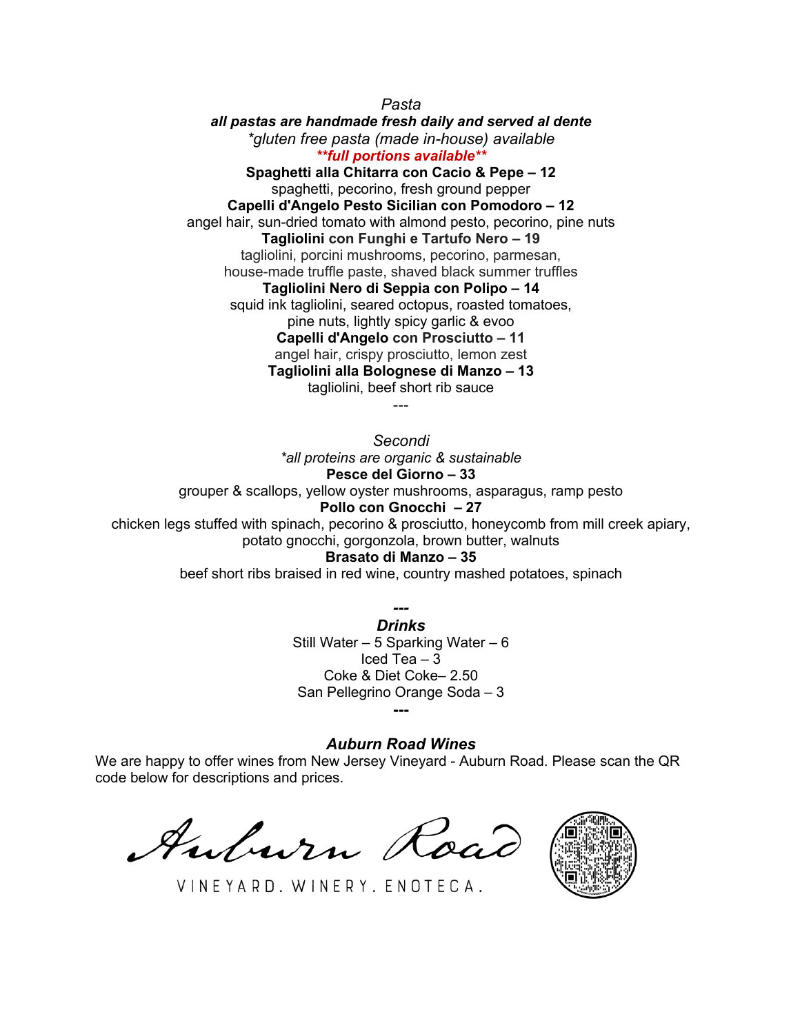## *Pasta*

***all pastas are handmade fresh daily and served al dente***

*\*gluten free pasta (made in-house) available*

***\*\*full portions available\*\****

**Spaghetti alla Chitarra con Cacio & Pepe – 12**
spaghetti, pecorino, fresh ground pepper

**Capelli d'Angelo Pesto Sicilian con Pomodoro – 12**
angel hair, sun-dried tomato with almond pesto, pecorino, pine nuts

**Tagliolini con Funghi e Tartufo Nero – 19**
tagliolini, porcini mushrooms, pecorino, parmesan,
house-made truffle paste, shaved black summer truffles

**Tagliolini Nero di Seppia con Polipo – 14**
squid ink tagliolini, seared octopus, roasted tomatoes,
pine nuts, lightly spicy garlic & evoo

**Capelli d'Angelo con Prosciutto – 11**
angel hair, crispy prosciutto, lemon zest

**Tagliolini alla Bolognese di Manzo – 13**
tagliolini, beef short rib sauce

---

## *Secondi*

*\*all proteins are organic & sustainable*

**Pesce del Giorno – 33**
grouper & scallops, yellow oyster mushrooms, asparagus, ramp pesto

**Pollo con Gnocchi – 27**
chicken legs stuffed with spinach, pecorino & prosciutto, honeycomb from mill creek apiary,
potato gnocchi, gorgonzola, brown butter, walnuts

**Brasato di Manzo – 35**
beef short ribs braised in red wine, country mashed potatoes, spinach

---

## ***Drinks***

Still Water – 5 Sparking Water – 6
Iced Tea – 3
Coke & Diet Coke– 2.50
San Pellegrino Orange Soda – 3

---

## ***Auburn Road Wines***

We are happy to offer wines from New Jersey Vineyard - Auburn Road. Please scan the QR code below for descriptions and prices.

Auburn Road

VINEYARD. WINERY. ENOTECA.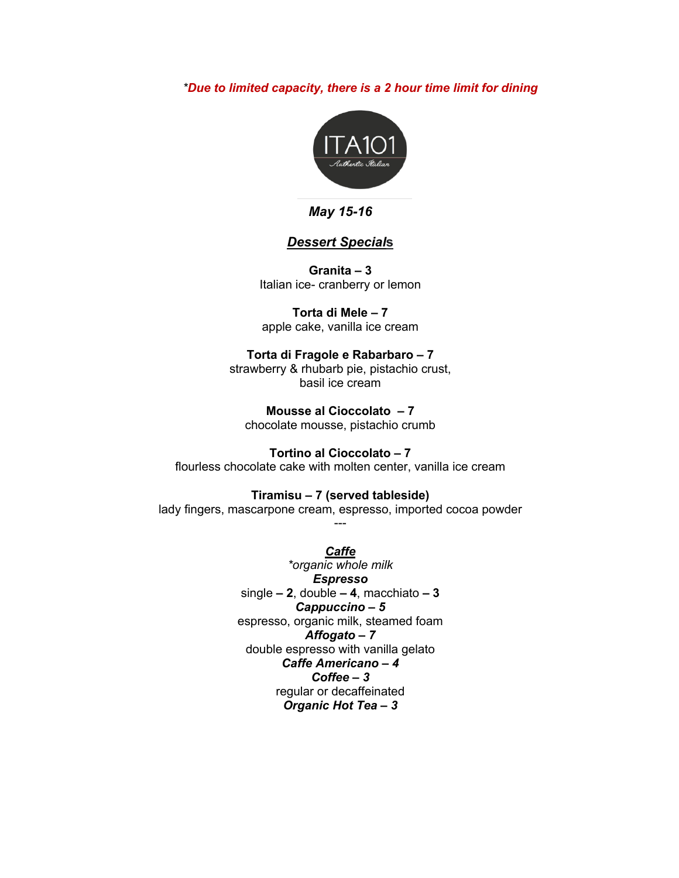*\*Due to limited capacity, there is a 2 hour time limit for dining*

ITA101

Authentic Italian

***May 15-16***

## ***Dessert Specials***

**Granita – 3**
Italian ice- cranberry or lemon

**Torta di Mele – 7**
apple cake, vanilla ice cream

**Torta di Fragole e Rabarbaro – 7**
strawberry & rhubarb pie, pistachio crust,
basil ice cream

**Mousse al Cioccolato – 7**
chocolate mousse, pistachio crumb

**Tortino al Cioccolato – 7**
flourless chocolate cake with molten center, vanilla ice cream

**Tiramisu – 7 (served tableside)**
lady fingers, mascarpone cream, espresso, imported cocoa powder

---

## ***Caffe***

*\*organic whole milk*

***Espresso***
single **– 2**, double **– 4**, macchiato **– 3**

***Cappuccino – 5***
espresso, organic milk, steamed foam

***Affogato – 7***
double espresso with vanilla gelato

***Caffe Americano – 4***

***Coffee – 3***
regular or decaffeinated

***Organic Hot Tea – 3***